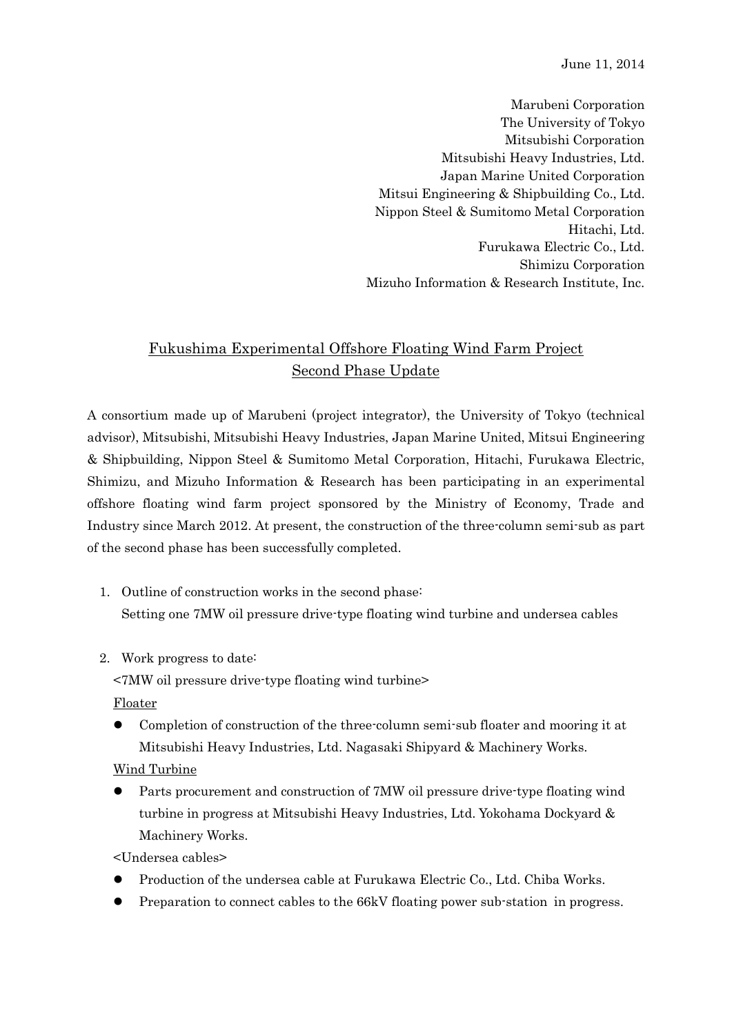June 11, 2014

Marubeni Corporation
The University of Tokyo
Mitsubishi Corporation
Mitsubishi Heavy Industries, Ltd.
Japan Marine United Corporation
Mitsui Engineering & Shipbuilding Co., Ltd.
Nippon Steel & Sumitomo Metal Corporation
Hitachi, Ltd.
Furukawa Electric Co., Ltd.
Shimizu Corporation
Mizuho Information & Research Institute, Inc.

# Fukushima Experimental Offshore Floating Wind Farm Project Second Phase Update

A consortium made up of Marubeni (project integrator), the University of Tokyo (technical advisor), Mitsubishi, Mitsubishi Heavy Industries, Japan Marine United, Mitsui Engineering & Shipbuilding, Nippon Steel & Sumitomo Metal Corporation, Hitachi, Furukawa Electric, Shimizu, and Mizuho Information & Research has been participating in an experimental offshore floating wind farm project sponsored by the Ministry of Economy, Trade and Industry since March 2012. At present, the construction of the three-column semi-sub as part of the second phase has been successfully completed.

1. Outline of construction works in the second phase:
   Setting one 7MW oil pressure drive-type floating wind turbine and undersea cables

2. Work progress to date:
   <7MW oil pressure drive-type floating wind turbine>
   Floater
   - Completion of construction of the three-column semi-sub floater and mooring it at Mitsubishi Heavy Industries, Ltd. Nagasaki Shipyard & Machinery Works.

   Wind Turbine
   - Parts procurement and construction of 7MW oil pressure drive-type floating wind turbine in progress at Mitsubishi Heavy Industries, Ltd. Yokohama Dockyard & Machinery Works.

   <Undersea cables>
   - Production of the undersea cable at Furukawa Electric Co., Ltd. Chiba Works.
   - Preparation to connect cables to the 66kV floating power sub-station in progress.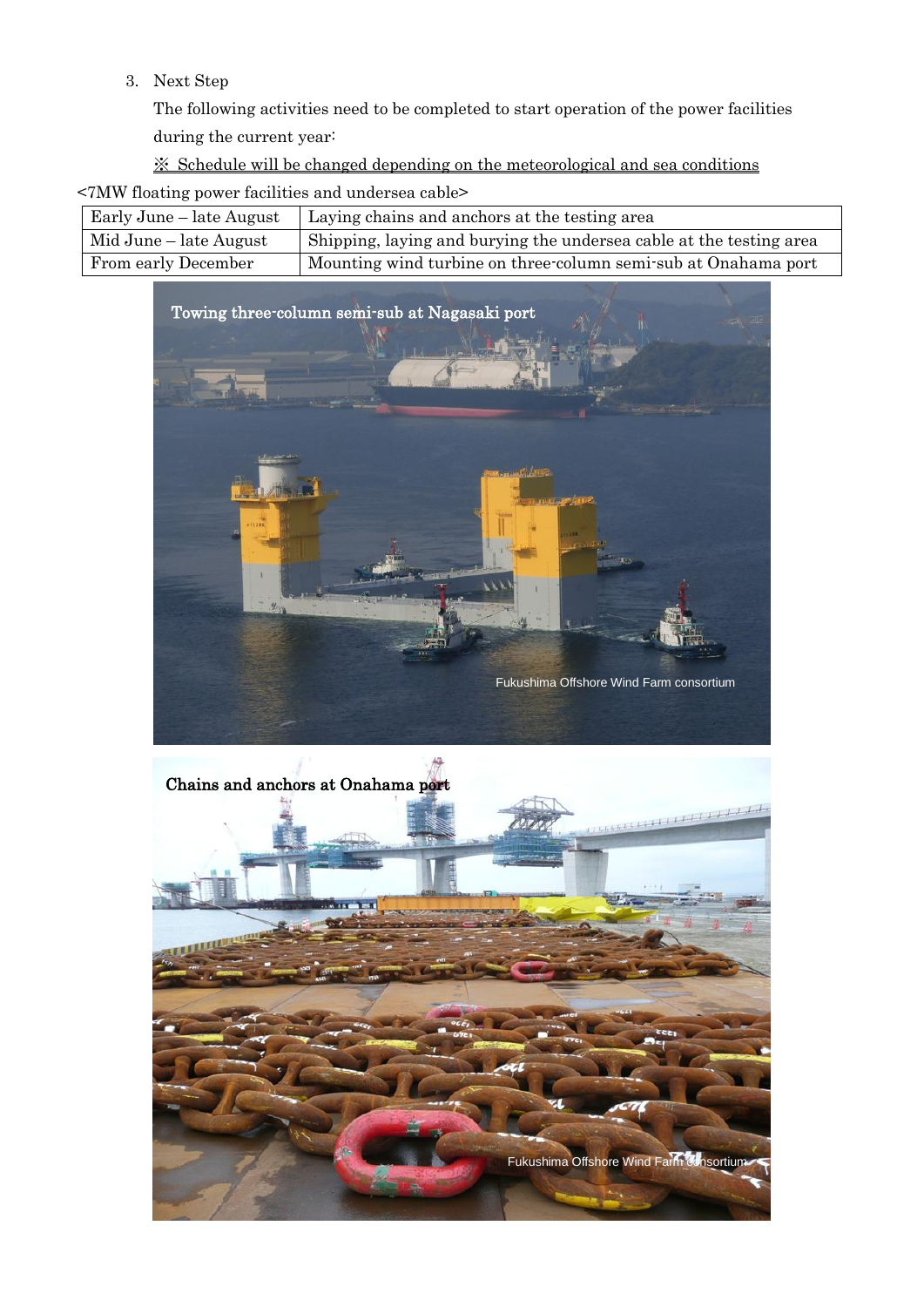3. Next Step

The following activities need to be completed to start operation of the power facilities during the current year:

※ Schedule will be changed depending on the meteorological and sea conditions

<7MW floating power facilities and undersea cable>

| | |
|---|---|
| Early June – late August | Laying chains and anchors at the testing area |
| Mid June – late August | Shipping, laying and burying the undersea cable at the testing area |
| From early December | Mounting wind turbine on three-column semi-sub at Onahama port |

Towing three-column semi-sub at Nagasaki port

Fukushima Offshore Wind Farm consortium

Chains and anchors at Onahama port

Fukushima Offshore Wind Farm consortium